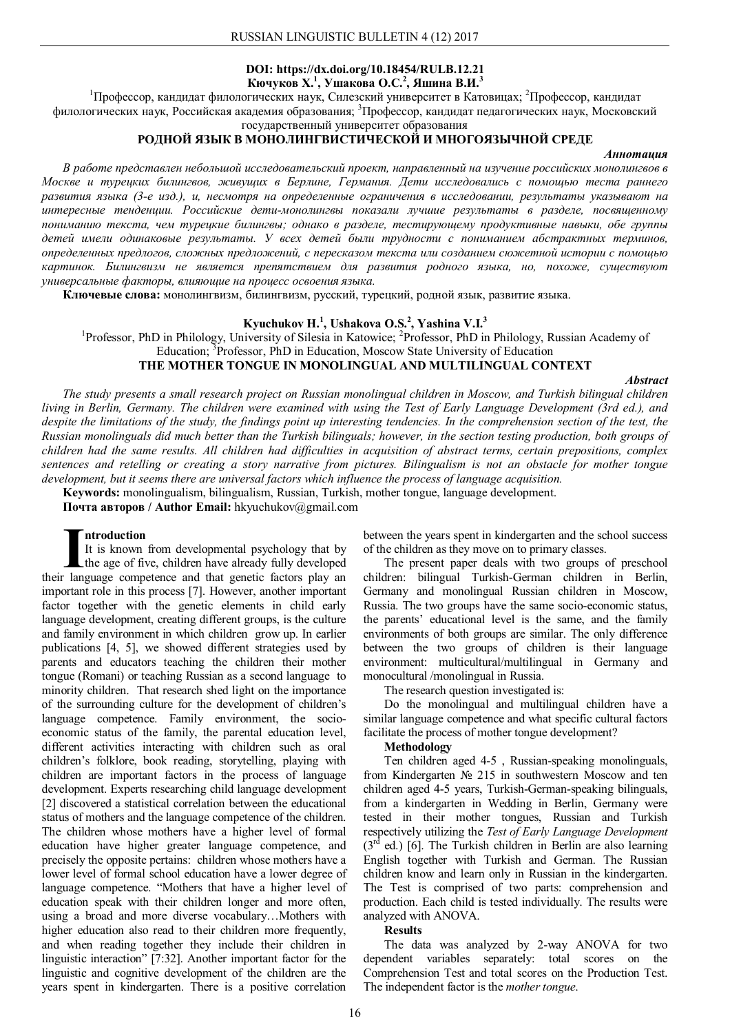**DOI: https://dx.doi.org/10.18454/RULB.12.21**

**Кючуков Х.[1], Ушакова О.С.[2], Яшина В.И.[3]**

[1]Профессор, кандидат филологических наук, Силезский университет в Катовицах; [2]Профессор, кандидат филологических наук, Российская академия образования; [3]Профессор, кандидат педагогических наук, Московский государственный университет образования

## РОДНОЙ ЯЗЫК В МОНОЛИНГВИСТИЧЕСКОЙ И МНОГОЯЗЫЧНОЙ СРЕДЕ

***Аннотация***

*В работе представлен небольшой исследовательский проект, направленный на изучение российских монолингвов в Москве и турецких билингвов, живущих в Берлине, Германия. Дети исследовались с помощью теста раннего развития языка (3-е изд.), и, несмотря на определенные ограничения в исследовании, результаты указывают на интересные тенденции. Российские дети-монолингвы показали лучшие результаты в разделе, посвященному пониманию текста, чем турецкие билингвы; однако в разделе, тестирующему продуктивные навыки, обе группы детей имели одинаковые результаты. У всех детей были трудности с пониманием абстрактных терминов, определенных предлогов, сложных предложений, с пересказом текста или созданием сюжетной истории с помощью картинок. Билингвизм не является препятствием для развития родного языка, но, похоже, существуют универсальные факторы, влияющие на процесс освоения языка.*

**Ключевые слова:** монолингвизм, билингвизм, русский, турецкий, родной язык, развитие языка.

**Kyuchukov H.[1], Ushakova O.S.[2], Yashina V.I.[3]**

[1]Professor, PhD in Philology, University of Silesia in Katowice; [2]Professor, PhD in Philology, Russian Academy of Education; [3]Professor, PhD in Education, Moscow State University of Education

## THE MOTHER TONGUE IN MONOLINGUAL AND MULTILINGUAL CONTEXT

***Abstract***

*The study presents a small research project on Russian monolingual children in Moscow, and Turkish bilingual children living in Berlin, Germany. The children were examined with using the Test of Early Language Development (3rd ed.), and despite the limitations of the study, the findings point up interesting tendencies. In the comprehension section of the test, the Russian monolinguals did much better than the Turkish bilinguals; however, in the section testing production, both groups of children had the same results. All children had difficulties in acquisition of abstract terms, certain prepositions, complex sentences and retelling or creating a story narrative from pictures. Bilingualism is not an obstacle for mother tongue development, but it seems there are universal factors which influence the process of language acquisition.*

**Keywords:** monolingualism, bilingualism, Russian, Turkish, mother tongue, language development.

**Почта авторов / Author Email:** hkyuchukov@gmail.com

### Introduction

It is known from developmental psychology that by the age of five, children have already fully developed their language competence and that genetic factors play an important role in this process [7]. However, another important factor together with the genetic elements in child early language development, creating different groups, is the culture and family environment in which children grow up. In earlier publications [4, 5], we showed different strategies used by parents and educators teaching the children their mother tongue (Romani) or teaching Russian as a second language to minority children. That research shed light on the importance of the surrounding culture for the development of children's language competence. Family environment, the socio-economic status of the family, the parental education level, different activities interacting with children such as oral children's folklore, book reading, storytelling, playing with children are important factors in the process of language development. Experts researching child language development [2] discovered a statistical correlation between the educational status of mothers and the language competence of the children. The children whose mothers have a higher level of formal education have higher greater language competence, and precisely the opposite pertains: children whose mothers have a lower level of formal school education have a lower degree of language competence. "Mothers that have a higher level of education speak with their children longer and more often, using a broad and more diverse vocabulary…Mothers with higher education also read to their children more frequently, and when reading together they include their children in linguistic interaction" [7:32]. Another important factor for the linguistic and cognitive development of the children are the years spent in kindergarten. There is a positive correlation between the years spent in kindergarten and the school success of the children as they move on to primary classes.

The present paper deals with two groups of preschool children: bilingual Turkish-German children in Berlin, Germany and monolingual Russian children in Moscow, Russia. The two groups have the same socio-economic status, the parents' educational level is the same, and the family environments of both groups are similar. The only difference between the two groups of children is their language environment: multicultural/multilingual in Germany and monocultural /monolingual in Russia.

The research question investigated is:

Do the monolingual and multilingual children have a similar language competence and what specific cultural factors facilitate the process of mother tongue development?

### Methodology

Ten children aged 4-5 , Russian-speaking monolinguals, from Kindergarten № 215 in southwestern Moscow and ten children aged 4-5 years, Turkish-German-speaking bilinguals, from a kindergarten in Wedding in Berlin, Germany were tested in their mother tongues, Russian and Turkish respectively utilizing the *Test of Early Language Development* (3rd ed.) [6]. The Turkish children in Berlin are also learning English together with Turkish and German. The Russian children know and learn only in Russian in the kindergarten. The Test is comprised of two parts: comprehension and production. Each child is tested individually. The results were analyzed with ANOVA.

### Results

The data was analyzed by 2-way ANOVA for two dependent variables separately: total scores on the Comprehension Test and total scores on the Production Test. The independent factor is the *mother tongue*.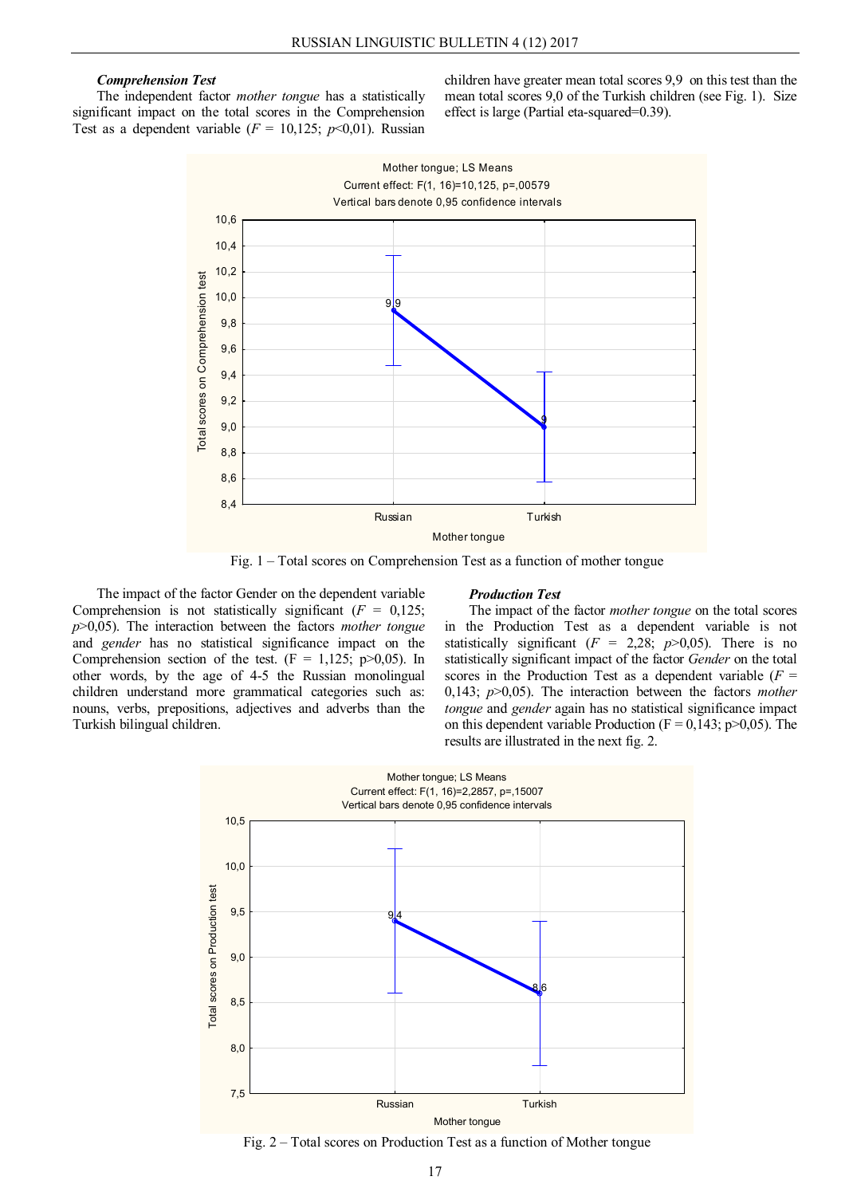***Comprehension Test***

The independent factor *mother tongue* has a statistically significant impact on the total scores in the Comprehension Test as a dependent variable ($F$ = 10,125; $p$<0,01). Russian children have greater mean total scores 9,9 on this test than the mean total scores 9,0 of the Turkish children (see Fig. 1). Size effect is large (Partial eta-squared=0.39).

Fig. 1 – Total scores on Comprehension Test as a function of mother tongue

The impact of the factor Gender on the dependent variable Comprehension is not statistically significant ($F$ = 0,125; $p$>0,05). The interaction between the factors *mother tongue* and *gender* has no statistical significance impact on the Comprehension section of the test. (F = 1,125; p>0,05). In other words, by the age of 4-5 the Russian monolingual children understand more grammatical categories such as: nouns, verbs, prepositions, adjectives and adverbs than the Turkish bilingual children.

***Production Test***

The impact of the factor *mother tongue* on the total scores in the Production Test as a dependent variable is not statistically significant ($F$ = 2,28; $p$>0,05). There is no statistically significant impact of the factor *Gender* on the total scores in the Production Test as a dependent variable ($F$ = 0,143; $p$>0,05). The interaction between the factors *mother tongue* and *gender* again has no statistical significance impact on this dependent variable Production (F = 0,143; p>0,05). The results are illustrated in the next fig. 2.

Fig. 2 – Total scores on Production Test as a function of Mother tongue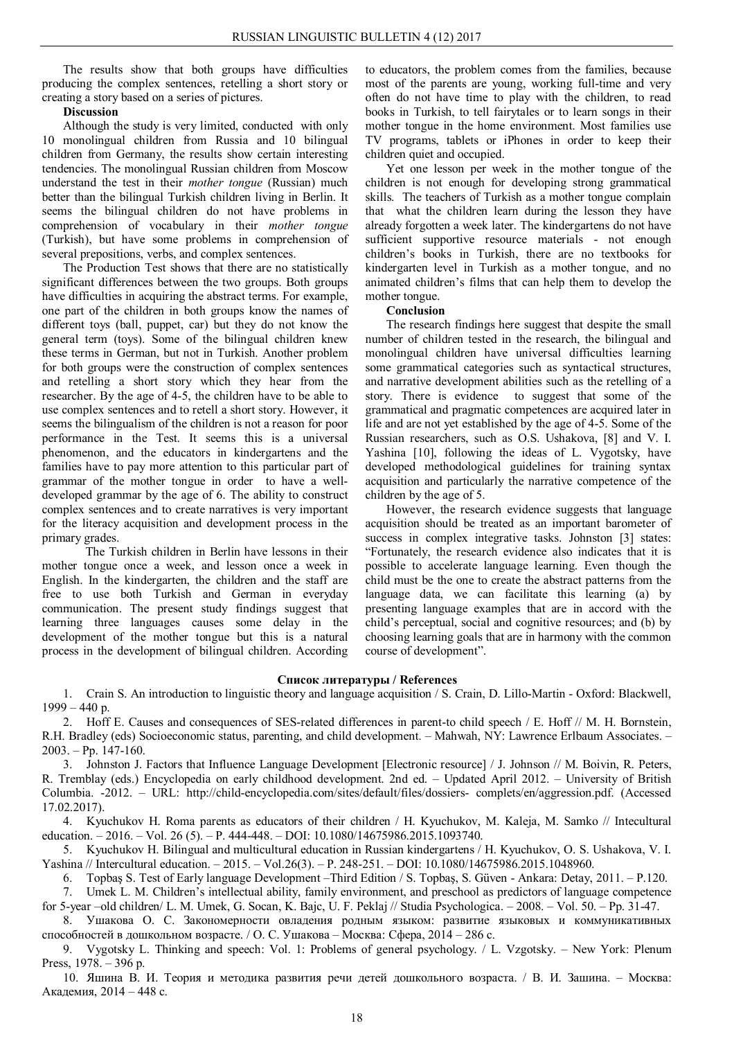The results show that both groups have difficulties producing the complex sentences, retelling a short story or creating a story based on a series of pictures.

**Discussion**

Although the study is very limited, conducted with only 10 monolingual children from Russia and 10 bilingual children from Germany, the results show certain interesting tendencies. The monolingual Russian children from Moscow understand the test in their *mother tongue* (Russian) much better than the bilingual Turkish children living in Berlin. It seems the bilingual children do not have problems in comprehension of vocabulary in their *mother tongue* (Turkish), but have some problems in comprehension of several prepositions, verbs, and complex sentences.

The Production Test shows that there are no statistically significant differences between the two groups. Both groups have difficulties in acquiring the abstract terms. For example, one part of the children in both groups know the names of different toys (ball, puppet, car) but they do not know the general term (toys). Some of the bilingual children knew these terms in German, but not in Turkish. Another problem for both groups were the construction of complex sentences and retelling a short story which they hear from the researcher. By the age of 4-5, the children have to be able to use complex sentences and to retell a short story. However, it seems the bilingualism of the children is not a reason for poor performance in the Test. It seems this is a universal phenomenon, and the educators in kindergartens and the families have to pay more attention to this particular part of grammar of the mother tongue in order to have a well-developed grammar by the age of 6. The ability to construct complex sentences and to create narratives is very important for the literacy acquisition and development process in the primary grades.

The Turkish children in Berlin have lessons in their mother tongue once a week, and lesson once a week in English. In the kindergarten, the children and the staff are free to use both Turkish and German in everyday communication. The present study findings suggest that learning three languages causes some delay in the development of the mother tongue but this is a natural process in the development of bilingual children. According to educators, the problem comes from the families, because most of the parents are young, working full-time and very often do not have time to play with the children, to read books in Turkish, to tell fairytales or to learn songs in their mother tongue in the home environment. Most families use TV programs, tablets or iPhones in order to keep their children quiet and occupied.

Yet one lesson per week in the mother tongue of the children is not enough for developing strong grammatical skills. The teachers of Turkish as a mother tongue complain that what the children learn during the lesson they have already forgotten a week later. The kindergartens do not have sufficient supportive resource materials - not enough children's books in Turkish, there are no textbooks for kindergarten level in Turkish as a mother tongue, and no animated children's films that can help them to develop the mother tongue.

**Conclusion**

The research findings here suggest that despite the small number of children tested in the research, the bilingual and monolingual children have universal difficulties learning some grammatical categories such as syntactical structures, and narrative development abilities such as the retelling of a story. There is evidence to suggest that some of the grammatical and pragmatic competences are acquired later in life and are not yet established by the age of 4-5. Some of the Russian researchers, such as O.S. Ushakova, [8] and V. I. Yashina [10], following the ideas of L. Vygotsky, have developed methodological guidelines for training syntax acquisition and particularly the narrative competence of the children by the age of 5.

However, the research evidence suggests that language acquisition should be treated as an important barometer of success in complex integrative tasks. Johnston [3] states: "Fortunately, the research evidence also indicates that it is possible to accelerate language learning. Even though the child must be the one to create the abstract patterns from the language data, we can facilitate this learning (a) by presenting language examples that are in accord with the child's perceptual, social and cognitive resources; and (b) by choosing learning goals that are in harmony with the common course of development".

**Список литературы / References**

1. Crain S. An introduction to linguistic theory and language acquisition / S. Crain, D. Lillo-Martin - Oxford: Blackwell, 1999 – 440 p.
2. Hoff E. Causes and consequences of SES-related differences in parent-to child speech / E. Hoff // M. H. Bornstein, R.H. Bradley (eds) Socioeconomic status, parenting, and child development. – Mahwah, NY: Lawrence Erlbaum Associates. – 2003. – Pp. 147-160.
3. Johnston J. Factors that Influence Language Development [Electronic resource] / J. Johnson // M. Boivin, R. Peters, R. Tremblay (eds.) Encyclopedia on early childhood development. 2nd ed. – Updated April 2012. – University of British Columbia. -2012. – URL: http://child-encyclopedia.com/sites/default/files/dossiers- complets/en/aggression.pdf. (Accessed 17.02.2017).
4. Kyuchukov H. Roma parents as educators of their children / H. Kyuchukov, M. Kaleja, M. Samko // Intecultural education. – 2016. – Vol. 26 (5). – P. 444-448. – DOI: 10.1080/14675986.2015.1093740.
5. Kyuchukov H. Bilingual and multicultural education in Russian kindergartens / H. Kyuchukov, O. S. Ushakova, V. I. Yashina // Intercultural education. – 2015. – Vol.26(3). – P. 248-251. – DOI: 10.1080/14675986.2015.1048960.
6. Topbaş S. Test of Early language Development –Third Edition / S. Topbaş, S. Güven - Ankara: Detay, 2011. – P.120.
7. Umek L. M. Children's intellectual ability, family environment, and preschool as predictors of language competence for 5-year –old children/ L. M. Umek, G. Socan, K. Bajc, U. F. Peklaj // Studia Psychologica. – 2008. – Vol. 50. – Pp. 31-47.
8. Ушакова О. С. Закономерности овладения родным языком: развитие языковых и коммуникативных способностей в дошкольном возрасте. / О. С. Ушакова – Москва: Сфера, 2014 – 286 с.
9. Vygotsky L. Thinking and speech: Vol. 1: Problems of general psychology. / L. Vzgotsky. – New York: Plenum Press, 1978. – 396 p.
10. Яшина В. И. Теория и методика развития речи детей дошкольного возраста. / В. И. Зашина. – Москва: Академия, 2014 – 448 с.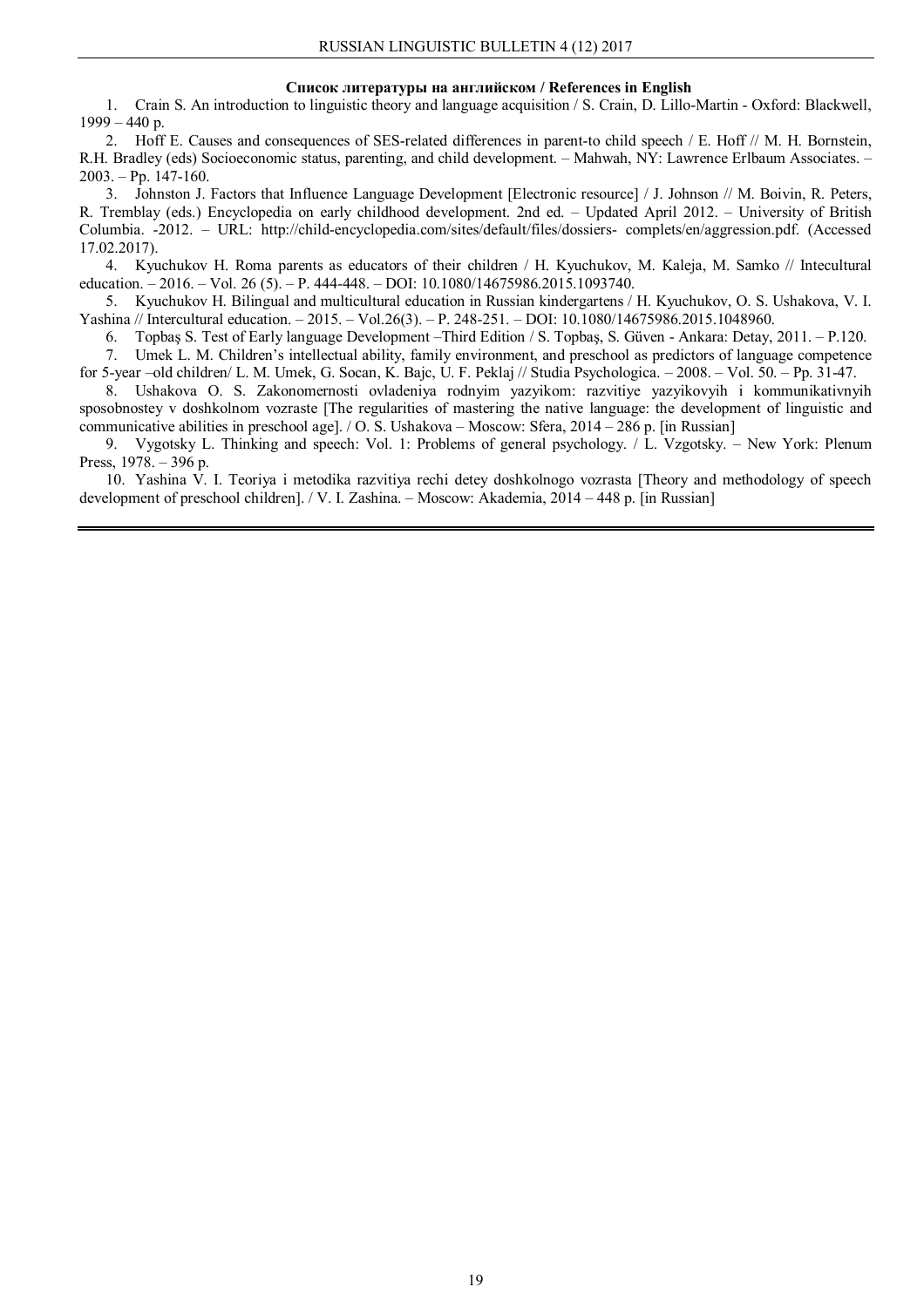**Список литературы на английском / References in English**

1. Crain S. An introduction to linguistic theory and language acquisition / S. Crain, D. Lillo-Martin - Oxford: Blackwell, 1999 – 440 p.
2. Hoff E. Causes and consequences of SES-related differences in parent-to child speech / E. Hoff // M. H. Bornstein, R.H. Bradley (eds) Socioeconomic status, parenting, and child development. – Mahwah, NY: Lawrence Erlbaum Associates. – 2003. – Pp. 147-160.
3. Johnston J. Factors that Influence Language Development [Electronic resource] / J. Johnson // M. Boivin, R. Peters, R. Tremblay (eds.) Encyclopedia on early childhood development. 2nd ed. – Updated April 2012. – University of British Columbia. -2012. – URL: http://child-encyclopedia.com/sites/default/files/dossiers- complets/en/aggression.pdf. (Accessed 17.02.2017).
4. Kyuchukov H. Roma parents as educators of their children / H. Kyuchukov, M. Kaleja, M. Samko // Intecultural education. – 2016. – Vol. 26 (5). – P. 444-448. – DOI: 10.1080/14675986.2015.1093740.
5. Kyuchukov H. Bilingual and multicultural education in Russian kindergartens / H. Kyuchukov, O. S. Ushakova, V. I. Yashina // Intercultural education. – 2015. – Vol.26(3). – P. 248-251. – DOI: 10.1080/14675986.2015.1048960.
6. Topbaş S. Test of Early language Development –Third Edition / S. Topbaş, S. Güven - Ankara: Detay, 2011. – P.120.
7. Umek L. M. Children's intellectual ability, family environment, and preschool as predictors of language competence for 5-year –old children/ L. M. Umek, G. Socan, K. Bajc, U. F. Peklaj // Studia Psychologica. – 2008. – Vol. 50. – Pp. 31-47.
8. Ushakova O. S. Zakonomernosti ovladeniya rodnyim yazyikom: razvitiye yazyikovyih i kommunikativnyih sposobnostey v doshkolnom vozraste [The regularities of mastering the native language: the development of linguistic and communicative abilities in preschool age]. / O. S. Ushakova – Moscow: Sfera, 2014 – 286 p. [in Russian]
9. Vygotsky L. Thinking and speech: Vol. 1: Problems of general psychology. / L. Vzgotsky. – New York: Plenum Press, 1978. – 396 p.
10. Yashina V. I. Teoriya i metodika razvitiya rechi detey doshkolnogo vozrasta [Theory and methodology of speech development of preschool children]. / V. I. Zashina. – Moscow: Akademia, 2014 – 448 p. [in Russian]